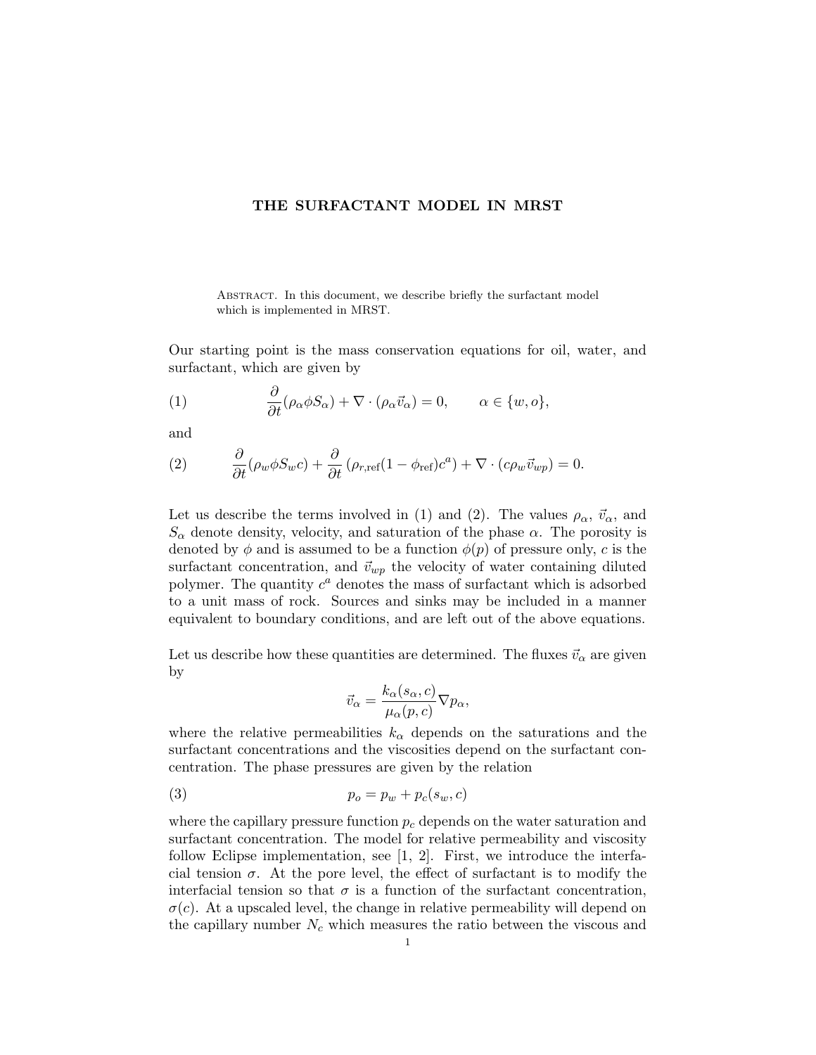# THE SURFACTANT MODEL IN MRST

**Abstract.** In this document, we describe briefly the surfactant model which is implemented in MRST.

Our starting point is the mass conservation equations for oil, water, and surfactant, which are given by

$$\frac{\partial}{\partial t}(\rho_\alpha \phi S_\alpha) + \nabla \cdot (\rho_\alpha \vec{v}_\alpha) = 0, \qquad \alpha \in \{w, o\}, \tag{1}$$

and

$$\frac{\partial}{\partial t}(\rho_w \phi S_w c) + \frac{\partial}{\partial t}\left(\rho_{r,\mathrm{ref}}(1 - \phi_{\mathrm{ref}})c^a\right) + \nabla \cdot (c \rho_w \vec{v}_{wp}) = 0. \tag{2}$$

Let us describe the terms involved in (1) and (2). The values $\rho_\alpha$, $\vec{v}_\alpha$, and $S_\alpha$ denote density, velocity, and saturation of the phase $\alpha$. The porosity is denoted by $\phi$ and is assumed to be a function $\phi(p)$ of pressure only, $c$ is the surfactant concentration, and $\vec{v}_{wp}$ the velocity of water containing diluted polymer. The quantity $c^a$ denotes the mass of surfactant which is adsorbed to a unit mass of rock. Sources and sinks may be included in a manner equivalent to boundary conditions, and are left out of the above equations.

Let us describe how these quantities are determined. The fluxes $\vec{v}_\alpha$ are given by

$$\vec{v}_\alpha = \frac{k_\alpha(s_\alpha, c)}{\mu_\alpha(p, c)} \nabla p_\alpha,$$

where the relative permeabilities $k_\alpha$ depends on the saturations and the surfactant concentrations and the viscosities depend on the surfactant concentration. The phase pressures are given by the relation

$$p_o = p_w + p_c(s_w, c) \tag{3}$$

where the capillary pressure function $p_c$ depends on the water saturation and surfactant concentration. The model for relative permeability and viscosity follow Eclipse implementation, see [1, 2]. First, we introduce the interfacial tension $\sigma$. At the pore level, the effect of surfactant is to modify the interfacial tension so that $\sigma$ is a function of the surfactant concentration, $\sigma(c)$. At a upscaled level, the change in relative permeability will depend on the capillary number $N_c$ which measures the ratio between the viscous and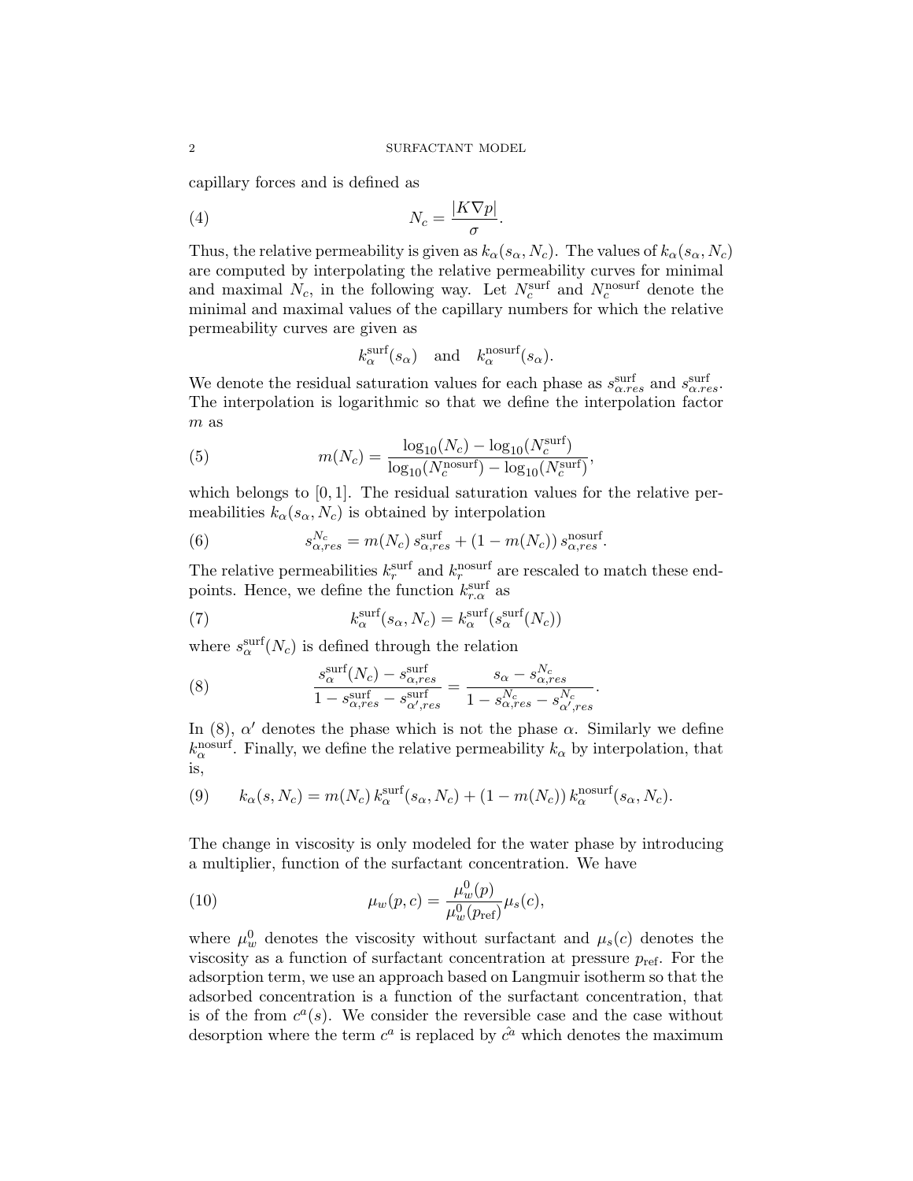capillary forces and is defined as

$$N_c = \frac{|K\nabla p|}{\sigma}. \tag{4}$$

Thus, the relative permeability is given as $k_\alpha(s_\alpha, N_c)$. The values of $k_\alpha(s_\alpha, N_c)$ are computed by interpolating the relative permeability curves for minimal and maximal $N_c$, in the following way. Let $N_c^{\text{surf}}$ and $N_c^{\text{nosurf}}$ denote the minimal and maximal values of the capillary numbers for which the relative permeability curves are given as

$$k_\alpha^{\text{surf}}(s_\alpha) \quad \text{and} \quad k_\alpha^{\text{nosurf}}(s_\alpha).$$

We denote the residual saturation values for each phase as $s_{\alpha.res}^{\text{surf}}$ and $s_{\alpha.res}^{\text{surf}}$. The interpolation is logarithmic so that we define the interpolation factor $m$ as

$$m(N_c) = \frac{\log_{10}(N_c) - \log_{10}(N_c^{\text{surf}})}{\log_{10}(N_c^{\text{nosurf}}) - \log_{10}(N_c^{\text{surf}})}, \tag{5}$$

which belongs to $[0, 1]$. The residual saturation values for the relative permeabilities $k_\alpha(s_\alpha, N_c)$ is obtained by interpolation

$$s_{\alpha,res}^{N_c} = m(N_c)\, s_{\alpha,res}^{\text{surf}} + (1 - m(N_c))\, s_{\alpha,res}^{\text{nosurf}}. \tag{6}$$

The relative permeabilities $k_r^{\text{surf}}$ and $k_r^{\text{nosurf}}$ are rescaled to match these endpoints. Hence, we define the function $k_{r.\alpha}^{\text{surf}}$ as

$$k_\alpha^{\text{surf}}(s_\alpha, N_c) = k_\alpha^{\text{surf}}(s_\alpha^{\text{surf}}(N_c)) \tag{7}$$

where $s_\alpha^{\text{surf}}(N_c)$ is defined through the relation

$$\frac{s_\alpha^{\text{surf}}(N_c) - s_{\alpha,res}^{\text{surf}}}{1 - s_{\alpha,res}^{\text{surf}} - s_{\alpha',res}^{\text{surf}}} = \frac{s_\alpha - s_{\alpha,res}^{N_c}}{1 - s_{\alpha,res}^{N_c} - s_{\alpha',res}^{N_c}}. \tag{8}$$

In (8), $\alpha'$ denotes the phase which is not the phase $\alpha$. Similarly we define $k_\alpha^{\text{nosurf}}$. Finally, we define the relative permeability $k_\alpha$ by interpolation, that is,

$$k_\alpha(s, N_c) = m(N_c)\, k_\alpha^{\text{surf}}(s_\alpha, N_c) + (1 - m(N_c))\, k_\alpha^{\text{nosurf}}(s_\alpha, N_c). \tag{9}$$

The change in viscosity is only modeled for the water phase by introducing a multiplier, function of the surfactant concentration. We have

$$\mu_w(p, c) = \frac{\mu_w^0(p)}{\mu_w^0(p_{\text{ref}})}\mu_s(c), \tag{10}$$

where $\mu_w^0$ denotes the viscosity without surfactant and $\mu_s(c)$ denotes the viscosity as a function of surfactant concentration at pressure $p_{\text{ref}}$. For the adsorption term, we use an approach based on Langmuir isotherm so that the adsorbed concentration is a function of the surfactant concentration, that is of the from $c^a(s)$. We consider the reversible case and the case without desorption where the term $c^a$ is replaced by $\hat{c^a}$ which denotes the maximum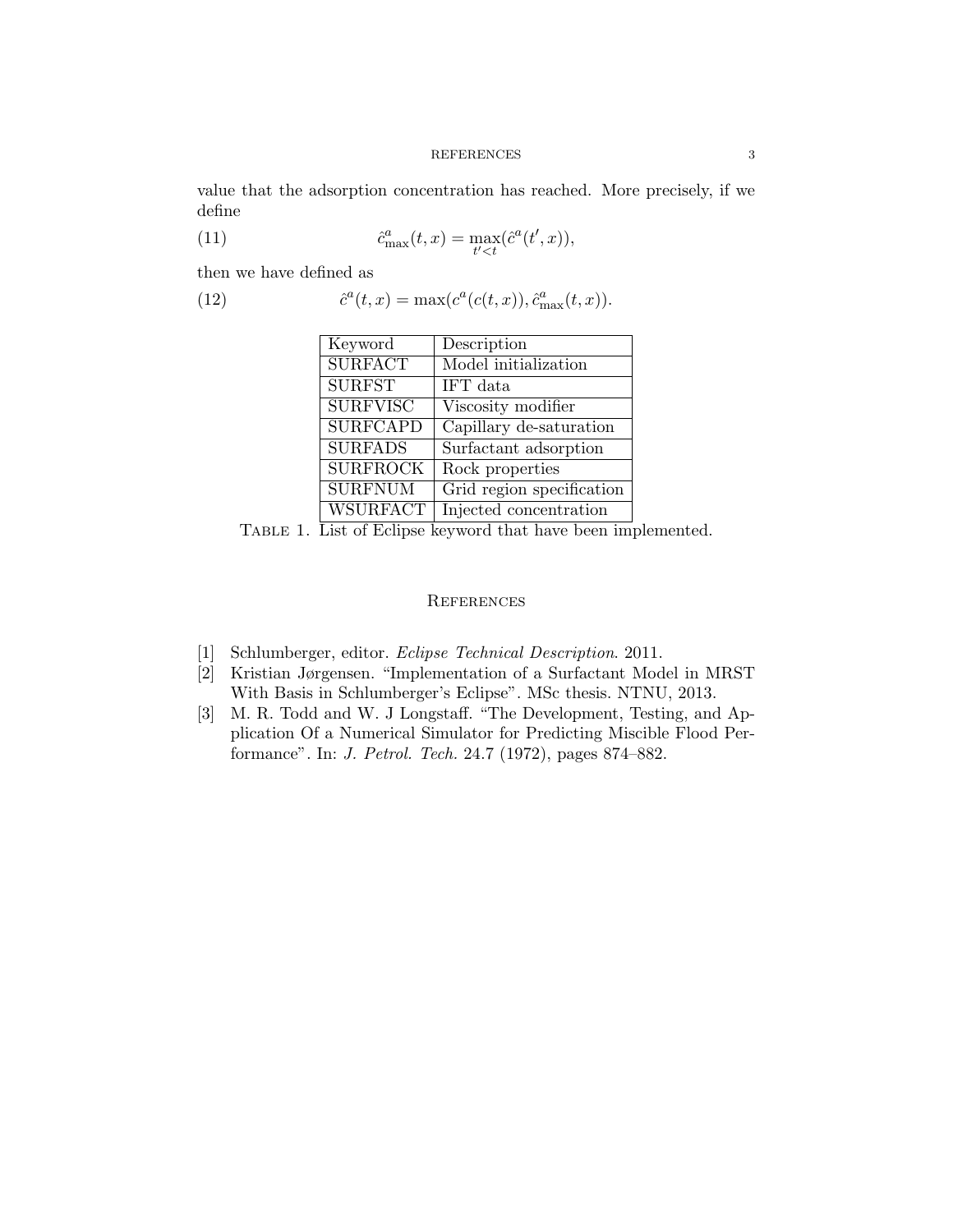value that the adsorption concentration has reached. More precisely, if we define

$$\hat{c}^a_{\max}(t, x) = \max_{t' < t}(\hat{c}^a(t', x)), \tag{11}$$

then we have defined as

$$\hat{c}^a(t, x) = \max(c^a(c(t, x)), \hat{c}^a_{\max}(t, x)). \tag{12}$$

| Keyword | Description |
|---|---|
| SURFACT | Model initialization |
| SURFST | IFT data |
| SURFVISC | Viscosity modifier |
| SURFCAPD | Capillary de-saturation |
| SURFADS | Surfactant adsorption |
| SURFROCK | Rock properties |
| SURFNUM | Grid region specification |
| WSURFACT | Injected concentration |

Table 1. List of Eclipse keyword that have been implemented.

## References

[1] Schlumberger, editor. *Eclipse Technical Description*. 2011.

[2] Kristian Jørgensen. "Implementation of a Surfactant Model in MRST With Basis in Schlumberger's Eclipse". MSc thesis. NTNU, 2013.

[3] M. R. Todd and W. J Longstaff. "The Development, Testing, and Application Of a Numerical Simulator for Predicting Miscible Flood Performance". In: *J. Petrol. Tech.* 24.7 (1972), pages 874–882.